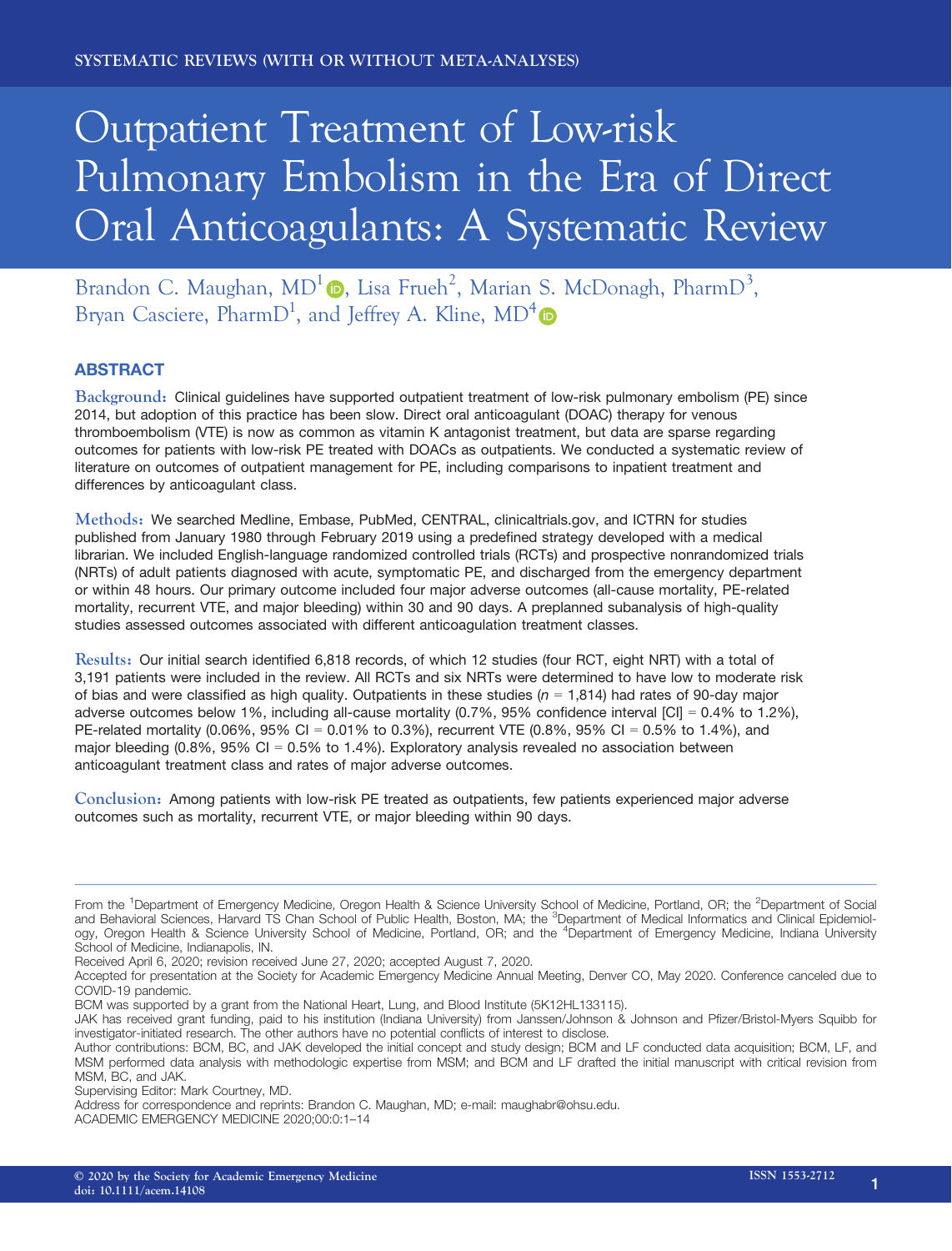SYSTEMATIC REVIEWS (WITH OR WITHOUT META-ANALYSES)

# Outpatient Treatment of Low-risk Pulmonary Embolism in the Era of Direct Oral Anticoagulants: A Systematic Review

Brandon C. Maughan, MD[1], Lisa Frueh[2], Marian S. McDonagh, PharmD[3], Bryan Casciere, PharmD[1], and Jeffrey A. Kline, MD[4]

## ABSTRACT

**Background:** Clinical guidelines have supported outpatient treatment of low-risk pulmonary embolism (PE) since 2014, but adoption of this practice has been slow. Direct oral anticoagulant (DOAC) therapy for venous thromboembolism (VTE) is now as common as vitamin K antagonist treatment, but data are sparse regarding outcomes for patients with low-risk PE treated with DOACs as outpatients. We conducted a systematic review of literature on outcomes of outpatient management for PE, including comparisons to inpatient treatment and differences by anticoagulant class.

**Methods:** We searched Medline, Embase, PubMed, CENTRAL, clinicaltrials.gov, and ICTRN for studies published from January 1980 through February 2019 using a predefined strategy developed with a medical librarian. We included English-language randomized controlled trials (RCTs) and prospective nonrandomized trials (NRTs) of adult patients diagnosed with acute, symptomatic PE, and discharged from the emergency department or within 48 hours. Our primary outcome included four major adverse outcomes (all-cause mortality, PE-related mortality, recurrent VTE, and major bleeding) within 30 and 90 days. A preplanned subanalysis of high-quality studies assessed outcomes associated with different anticoagulation treatment classes.

**Results:** Our initial search identified 6,818 records, of which 12 studies (four RCT, eight NRT) with a total of 3,191 patients were included in the review. All RCTs and six NRTs were determined to have low to moderate risk of bias and were classified as high quality. Outpatients in these studies ($n$ = 1,814) had rates of 90-day major adverse outcomes below 1%, including all-cause mortality (0.7%, 95% confidence interval [CI] = 0.4% to 1.2%), PE-related mortality (0.06%, 95% CI = 0.01% to 0.3%), recurrent VTE (0.8%, 95% CI = 0.5% to 1.4%), and major bleeding (0.8%, 95% CI = 0.5% to 1.4%). Exploratory analysis revealed no association between anticoagulant treatment class and rates of major adverse outcomes.

**Conclusion:** Among patients with low-risk PE treated as outpatients, few patients experienced major adverse outcomes such as mortality, recurrent VTE, or major bleeding within 90 days.

---

From the [1]Department of Emergency Medicine, Oregon Health & Science University School of Medicine, Portland, OR; the [2]Department of Social and Behavioral Sciences, Harvard TS Chan School of Public Health, Boston, MA; the [3]Department of Medical Informatics and Clinical Epidemiology, Oregon Health & Science University School of Medicine, Portland, OR; and the [4]Department of Emergency Medicine, Indiana University School of Medicine, Indianapolis, IN.

Received April 6, 2020; revision received June 27, 2020; accepted August 7, 2020.

Accepted for presentation at the Society for Academic Emergency Medicine Annual Meeting, Denver CO, May 2020. Conference canceled due to COVID-19 pandemic.

BCM was supported by a grant from the National Heart, Lung, and Blood Institute (5K12HL133115).

JAK has received grant funding, paid to his institution (Indiana University) from Janssen/Johnson & Johnson and Pfizer/Bristol-Myers Squibb for investigator-initiated research. The other authors have no potential conflicts of interest to disclose.

Author contributions: BCM, BC, and JAK developed the initial concept and study design; BCM and LF conducted data acquisition; BCM, LF, and MSM performed data analysis with methodologic expertise from MSM; and BCM and LF drafted the initial manuscript with critical revision from MSM, BC, and JAK.

Supervising Editor: Mark Courtney, MD.

Address for correspondence and reprints: Brandon C. Maughan, MD; e-mail: maughabr@ohsu.edu.

ACADEMIC EMERGENCY MEDICINE 2020;00:0:1–14

© 2020 by the Society for Academic Emergency Medicine
doi: 10.1111/acem.14108

ISSN 1553-2712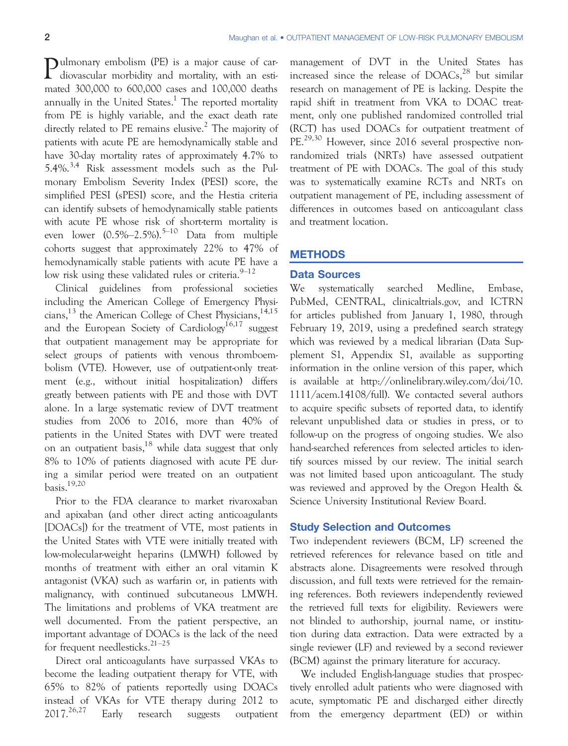Pulmonary embolism (PE) is a major cause of cardiovascular morbidity and mortality, with an estimated 300,000 to 600,000 cases and 100,000 deaths annually in the United States.[1] The reported mortality from PE is highly variable, and the exact death rate directly related to PE remains elusive.[2] The majority of patients with acute PE are hemodynamically stable and have 30-day mortality rates of approximately 4.7% to 5.4%.[3,4] Risk assessment models such as the Pulmonary Embolism Severity Index (PESI) score, the simplified PESI (sPESI) score, and the Hestia criteria can identify subsets of hemodynamically stable patients with acute PE whose risk of short-term mortality is even lower (0.5%–2.5%).[5–10] Data from multiple cohorts suggest that approximately 22% to 47% of hemodynamically stable patients with acute PE have a low risk using these validated rules or criteria.[9–12]

Clinical guidelines from professional societies including the American College of Emergency Physicians,[13] the American College of Chest Physicians,[14,15] and the European Society of Cardiology[16,17] suggest that outpatient management may be appropriate for select groups of patients with venous thromboembolism (VTE). However, use of outpatient-only treatment (e.g., without initial hospitalization) differs greatly between patients with PE and those with DVT alone. In a large systematic review of DVT treatment studies from 2006 to 2016, more than 40% of patients in the United States with DVT were treated on an outpatient basis,[18] while data suggest that only 8% to 10% of patients diagnosed with acute PE during a similar period were treated on an outpatient basis.[19,20]

Prior to the FDA clearance to market rivaroxaban and apixaban (and other direct acting anticoagulants [DOACs]) for the treatment of VTE, most patients in the United States with VTE were initially treated with low-molecular-weight heparins (LMWH) followed by months of treatment with either an oral vitamin K antagonist (VKA) such as warfarin or, in patients with malignancy, with continued subcutaneous LMWH. The limitations and problems of VKA treatment are well documented. From the patient perspective, an important advantage of DOACs is the lack of the need for frequent needlesticks.[21–25]

Direct oral anticoagulants have surpassed VKAs to become the leading outpatient therapy for VTE, with 65% to 82% of patients reportedly using DOACs instead of VKAs for VTE therapy during 2012 to 2017.[26,27] Early research suggests outpatient management of DVT in the United States has increased since the release of DOACs,[28] but similar research on management of PE is lacking. Despite the rapid shift in treatment from VKA to DOAC treatment, only one published randomized controlled trial (RCT) has used DOACs for outpatient treatment of PE.[29,30] However, since 2016 several prospective nonrandomized trials (NRTs) have assessed outpatient treatment of PE with DOACs. The goal of this study was to systematically examine RCTs and NRTs on outpatient management of PE, including assessment of differences in outcomes based on anticoagulant class and treatment location.

## METHODS

### Data Sources

We systematically searched Medline, Embase, PubMed, CENTRAL, clinicaltrials.gov, and ICTRN for articles published from January 1, 1980, through February 19, 2019, using a predefined search strategy which was reviewed by a medical librarian (Data Supplement S1, Appendix S1, available as supporting information in the online version of this paper, which is available at http://onlinelibrary.wiley.com/doi/10.1111/acem.14108/full). We contacted several authors to acquire specific subsets of reported data, to identify relevant unpublished data or studies in press, or to follow-up on the progress of ongoing studies. We also hand-searched references from selected articles to identify sources missed by our review. The initial search was not limited based upon anticoagulant. The study was reviewed and approved by the Oregon Health & Science University Institutional Review Board.

### Study Selection and Outcomes

Two independent reviewers (BCM, LF) screened the retrieved references for relevance based on title and abstracts alone. Disagreements were resolved through discussion, and full texts were retrieved for the remaining references. Both reviewers independently reviewed the retrieved full texts for eligibility. Reviewers were not blinded to authorship, journal name, or institution during data extraction. Data were extracted by a single reviewer (LF) and reviewed by a second reviewer (BCM) against the primary literature for accuracy.

We included English-language studies that prospectively enrolled adult patients who were diagnosed with acute, symptomatic PE and discharged either directly from the emergency department (ED) or within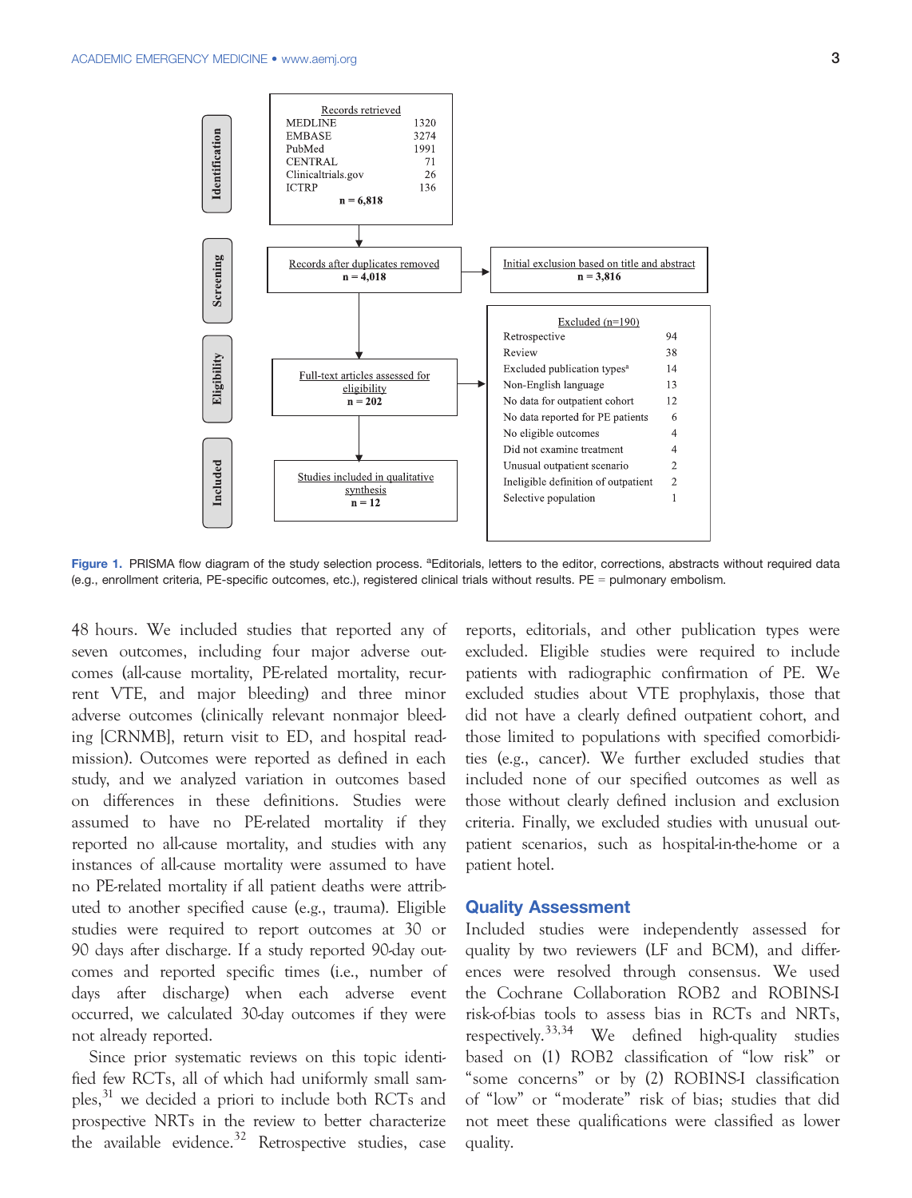Records retrieved

| Source | n |
|---|---|
| MEDLINE | 1320 |
| EMBASE | 3274 |
| PubMed | 1991 |
| CENTRAL | 71 |
| Clinicaltrials.gov | 26 |
| ICTRP | 136 |
| **n = 6,818** | |

**Identification** → Records retrieved, n = 6,818

**Screening** → Records after duplicates removed, n = 4,018 → Initial exclusion based on title and abstract, n = 3,816

**Eligibility** → Full-text articles assessed for eligibility, n = 202 →

Excluded (n=190)

| Reason | n |
|---|---|
| Retrospective | 94 |
| Review | 38 |
| Excluded publication types[a] | 14 |
| Non-English language | 13 |
| No data for outpatient cohort | 12 |
| No data reported for PE patients | 6 |
| No eligible outcomes | 4 |
| Did not examine treatment | 4 |
| Unusual outpatient scenario | 2 |
| Ineligible definition of outpatient | 2 |
| Selective population | 1 |

**Included** → Studies included in qualitative synthesis, n = 12

**Figure 1.** PRISMA flow diagram of the study selection process. [a]Editorials, letters to the editor, corrections, abstracts without required data (e.g., enrollment criteria, PE-specific outcomes, etc.), registered clinical trials without results. PE = pulmonary embolism.

48 hours. We included studies that reported any of seven outcomes, including four major adverse outcomes (all-cause mortality, PE-related mortality, recurrent VTE, and major bleeding) and three minor adverse outcomes (clinically relevant nonmajor bleeding [CRNMB], return visit to ED, and hospital readmission). Outcomes were reported as defined in each study, and we analyzed variation in outcomes based on differences in these definitions. Studies were assumed to have no PE-related mortality if they reported no all-cause mortality, and studies with any instances of all-cause mortality were assumed to have no PE-related mortality if all patient deaths were attributed to another specified cause (e.g., trauma). Eligible studies were required to report outcomes at 30 or 90 days after discharge. If a study reported 90-day outcomes and reported specific times (i.e., number of days after discharge) when each adverse event occurred, we calculated 30-day outcomes if they were not already reported.

Since prior systematic reviews on this topic identified few RCTs, all of which had uniformly small samples,[31] we decided a priori to include both RCTs and prospective NRTs in the review to better characterize the available evidence.[32] Retrospective studies, case reports, editorials, and other publication types were excluded. Eligible studies were required to include patients with radiographic confirmation of PE. We excluded studies about VTE prophylaxis, those that did not have a clearly defined outpatient cohort, and those limited to populations with specified comorbidities (e.g., cancer). We further excluded studies that included none of our specified outcomes as well as those without clearly defined inclusion and exclusion criteria. Finally, we excluded studies with unusual outpatient scenarios, such as hospital-in-the-home or a patient hotel.

## Quality Assessment

Included studies were independently assessed for quality by two reviewers (LF and BCM), and differences were resolved through consensus. We used the Cochrane Collaboration ROB2 and ROBINS-I risk-of-bias tools to assess bias in RCTs and NRTs, respectively.[33,34] We defined high-quality studies based on (1) ROB2 classification of "low risk" or "some concerns" or by (2) ROBINS-I classification of "low" or "moderate" risk of bias; studies that did not meet these qualifications were classified as lower quality.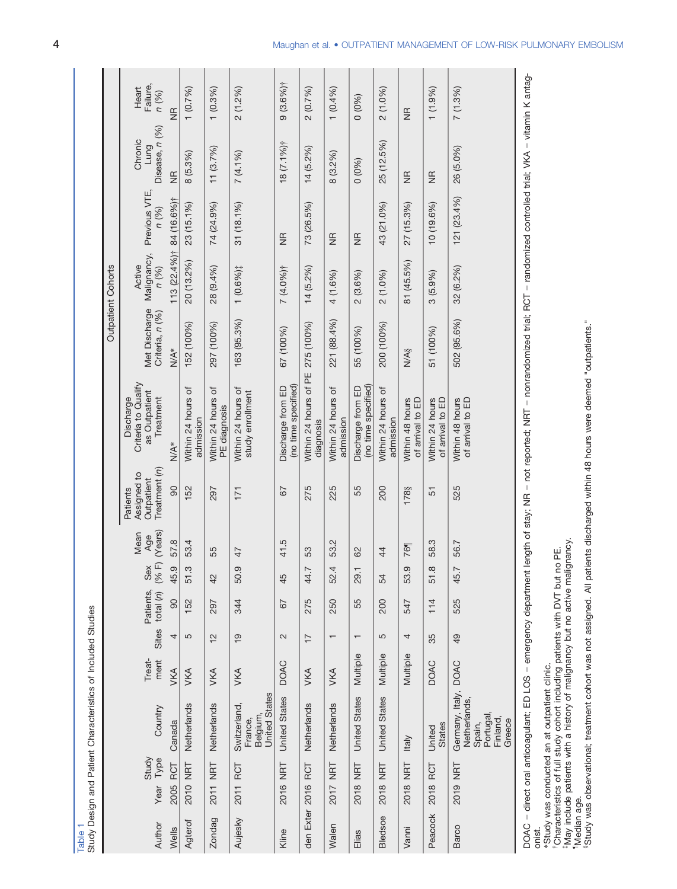Table 1

Study Design and Patient Characteristics of Included Studies

| Author | Year | Study Type | Country | Treatment | Sites | Patients, total (n) | Sex (% F) | Mean Age (Years) | Patients Assigned to Outpatient Treatment (n) | Discharge Criteria to Qualify as Outpatient Treatment | Met Discharge Criteria, n (%) | Active Malignancy, n (%) | Previous VTE, n (%) | Chronic Lung Disease, n (%) | Heart Failure, n (%) |
|---|---|---|---|---|---|---|---|---|---|---|---|---|---|---|---|
| | | | | | | | | | Outpatient Cohorts | | | | | | |
| Wells | 2005 | RCT | Canada | VKA | 4 | 90 | 45.9 | 57.8 | 90 | N/A* | N/A* | 113 (22.4%)† | 84 (16.6%)† | NR | NR |
| Agterof | 2010 | NRT | Netherlands | VKA | 5 | 152 | 51.3 | 53.4 | 152 | Within 24 hours of admission | 152 (100%) | 20 (13.2%) | 23 (15.1%) | 8 (5.3%) | 1 (0.7%) |
| Zondag | 2011 | NRT | Netherlands | VKA | 12 | 297 | 42 | 55 | 297 | Within 24 hours of PE diagnosis | 297 (100%) | 28 (9.4%) | 74 (24.9%) | 11 (3.7%) | 1 (0.3%) |
| Aujesky | 2011 | RCT | Switzerland, France, Belgium, United States | VKA | 19 | 344 | 50.9 | 47 | 171 | Within 24 hours of study enrollment | 163 (95.3%) | 1 (0.6%)‡ | 31 (18.1%) | 7 (4.1%) | 2 (1.2%) |
| Kline | 2016 | NRT | United States | DOAC | 2 | 67 | 45 | 41.5 | 67 | Discharge from ED (no time specified) | 67 (100%) | 7 (4.0%)† | NR | 18 (7.1%)† | 9 (3.6%)† |
| den Exter | 2016 | RCT | Netherlands | VKA | 17 | 275 | 44.7 | 53 | 275 | Within 24 hours of PE diagnosis | 275 (100%) | 14 (5.2%) | 73 (26.5%) | 14 (5.2%) | 2 (0.7%) |
| Walen | 2017 | NRT | Netherlands | VKA | 1 | 250 | 52.4 | 53.2 | 225 | Within 24 hours of admission | 221 (88.4%) | 4 (1.6%) | NR | 8 (3.2%) | 1 (0.4%) |
| Elias | 2018 | NRT | United States | Multiple | 1 | 55 | 29.1 | 62 | 55 | Discharge from ED (no time specified) | 55 (100%) | 2 (3.6%) | NR | 0 (0%) | 0 (0%) |
| Bledsoe | 2018 | NRT | United States | Multiple | 5 | 200 | 54 | 44 | 200 | Within 24 hours of admission | 200 (100%) | 2 (1.0%) | 43 (21.0%) | 25 (12.5%) | 2 (1.0%) |
| Vanni | 2018 | NRT | Italy | Multiple | 4 | 547 | 53.9 | 76¶ | 178§ | Within 48 hours of arrival to ED | N/A§ | 81 (45.5%) | 27 (15.3%) | NR | NR |
| Peacock | 2018 | RCT | United States | DOAC | 35 | 114 | 51.8 | 58.3 | 51 | Within 24 hours of arrival to ED | 51 (100%) | 3 (5.9%) | 10 (19.6%) | NR | 1 (1.9%) |
| Barco | 2019 | NRT | Germany, Italy, Netherlands, Spain, Portugal, Finland, Greece | DOAC | 49 | 525 | 45.7 | 56.7 | 525 | Within 48 hours of arrival to ED | 502 (95.6%) | 32 (6.2%) | 121 (23.4%) | 26 (5.0%) | 7 (1.3%) |

DOAC = direct oral anticoagulant; ED LOS = emergency department length of stay; NR = not reported; NRT = nonrandomized trial; RCT = randomized controlled trial; VKA = vitamin K antagonist.

*Study was conducted at an outpatient clinic.

†Characteristics of full study cohort including patients with DVT but no PE.

‡May include patients with a history of malignancy but no active malignancy.

¶Median age.

§Study was observational; treatment cohort was not assigned. All patients discharged within 48 hours were deemed "outpatients."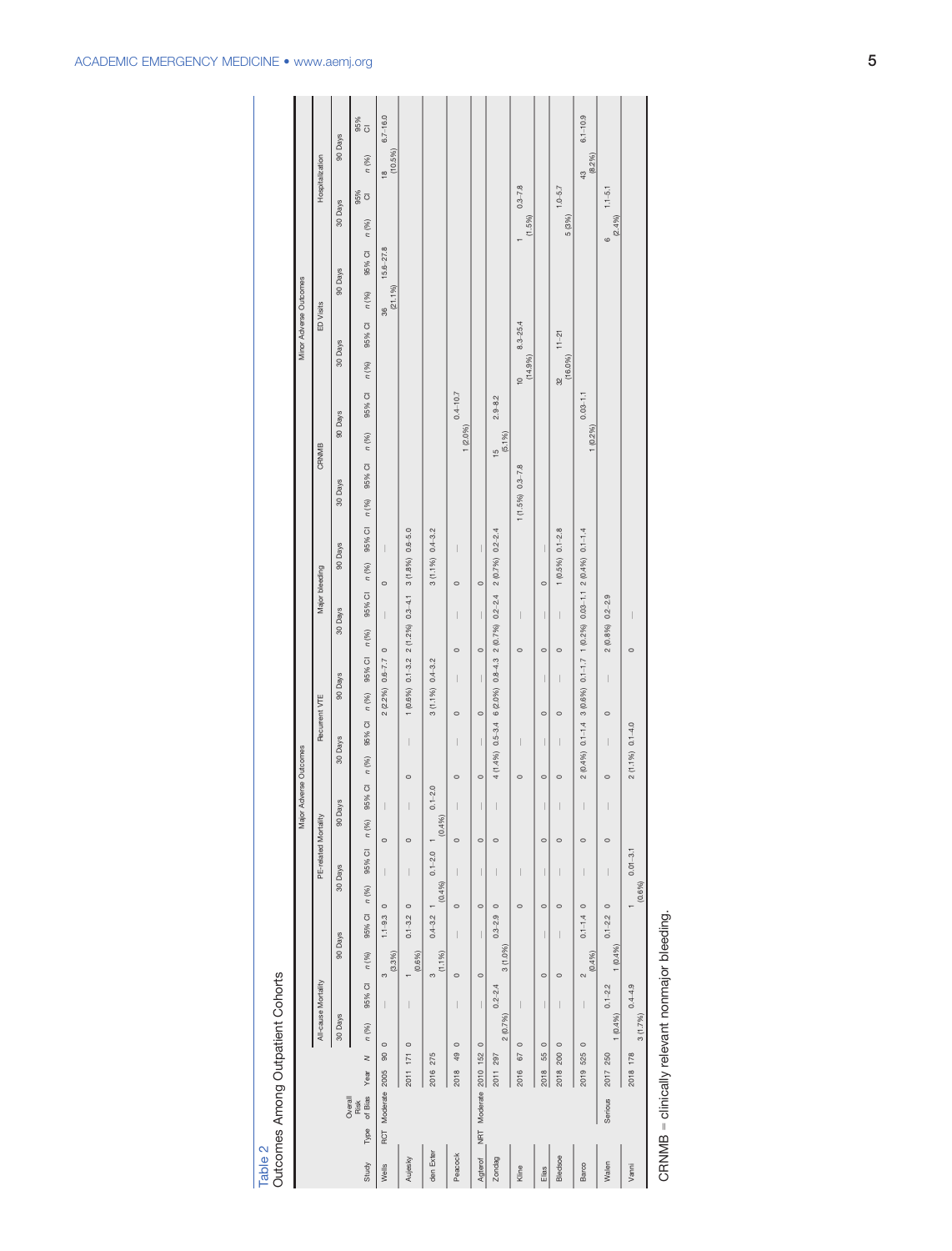Table 2

Outcomes Among Outpatient Cohorts

| Study | Type | Overall Risk of Bias | Year | N | Major Adverse Outcomes | | | | | | | | | | | | | | | | Minor Adverse Outcomes | | | | | | | | | | | |
|---|---|---|---|---|---|---|---|---|---|---|---|---|---|---|---|---|---|---|---|---|---|---|---|---|---|---|---|---|---|---|---|---|
| | | | | | All-cause Mortality | | | | PE-related Mortality | | | | Recurrent VTE | | | | Major bleeding | | | | CRNMB | | | | ED Visits | | | | Hospitalization | | | |
| | | | | | 30 Days | | 90 Days | | 30 Days | | 90 Days | | 30 Days | | 90 Days | | 30 Days | | 90 Days | | 30 Days | | 90 Days | | 30 Days | | 90 Days | | 30 Days | | 90 Days | |
| | | | | | n (%) | 95% CI | n (%) | 95% CI | n (%) | 95% CI | n (%) | 95% CI | n (%) | 95% CI | n (%) | 95% CI | n (%) | 95% CI | n (%) | 95% CI | n (%) | 95% CI | n (%) | 95% CI | n (%) | 95% CI | n (%) | 95% CI | n (%) | 95% CI | n (%) | 95% CI |
| Wells | RCT | Moderate | 2005 | 90 | 0 | — | 3 (3.3%) | 1.1–9.3 | 0 | — | 0 | — | | | 2 (2.2%) | 0.6–7.7 | 0 | — | 0 | — | | | | | | | 36 (21.1%) | 15.6–27.8 | | | 18 (10.5%) | 6.7–16.0 |
| Aujesky | | | 2011 | 171 | 0 | — | 1 (0.6%) | 0.1–3.2 | 0 | — | 0 | — | 0 | — | 1 (0.6%) | 0.1–3.2 | 2 (1.2%) | 0.3–4.1 | 3 (1.8%) | 0.6–5.0 | | | | | | | | | | | | |
| den Exter | | | 2016 | 275 | | | 3 (1.1%) | 0.4–3.2 | 1 (0.4%) | 0.1–2.0 | 1 (0.4%) | 0.1–2.0 | | | 3 (1.1%) | 0.4–3.2 | | | 3 (1.1%) | 0.4–3.2 | | | | | | | | | | | | |
| Peacock | | | 2018 | 49 | 0 | — | 0 | — | 0 | — | 0 | — | 0 | — | 0 | — | 0 | — | 0 | — | | | 1 (2.0%) | 0.4–10.7 | | | | | | | | |
| Agterof | NRT | Moderate | 2010 | 152 | 0 | — | 0 | — | 0 | — | 0 | — | 0 | — | 0 | — | 0 | — | 0 | — | | | | | | | | | | | | |
| Zondag | | | 2011 | 297 | 2 (0.7%) | 0.2–2.4 | 3 (1.0%) | 0.3–2.9 | 0 | — | 0 | — | 4 (1.4%) | 0.5–3.4 | 6 (2.0%) | 0.8–4.3 | 2 (0.7%) | 0.2–2.4 | 2 (0.7%) | 0.2–2.4 | | | 15 (5.1%) | 2.9–8.2 | | | | | | | | |
| Kline | | | 2016 | 67 | 0 | — | | | 0 | — | | | 0 | — | | | 0 | — | | | 1 (1.5%) | 0.3–7.8 | | | 10 (14.9%) | 8.3–25.4 | | | 1 (1.5%) | 0.3–7.8 | | |
| Elias | | | 2018 | 55 | 0 | — | | | 0 | — | | | 0 | — | | | 0 | — | | | | | | | | | | | | | | |
| Bledsoe | | | 2018 | 200 | 0 | — | | | 0 | — | | | 0 | — | | | 0 | — | 1 (0.5%) | 0.1–2.8 | | | | | 32 (16.0%) | 11–21 | | | 5 (3%) | 1.0–5.7 | | |
| Barco | | | 2019 | 525 | 0 | — | 2 (0.4%) | 0.1–1.4 | 0 | — | | | 2 (0.4%) | 0.1–1.4 | 3 (0.6%) | 0.1–1.7 | 1 (0.2%) | 0.03–1.1 | 2 (0.4%) | 0.1–1.4 | | | 1 (0.2%) | 0.03–1.1 | | | | | | | 43 (8.2%) | 6.1–10.9 |
| Walen | | Serious | 2017 | 250 | 1 (0.4%) | 0.1–2.2 | 1 (0.4%) | 0.1–2.2 | 0 | — | | | 0 | — | 0 | — | 2 (0.8%) | 0.2–2.9 | | | | | | | | | | | 6 (2.4%) | 1.1–5.1 | | |
| Vanni | | | 2018 | 178 | 3 (1.7%) | 0.4–4.9 | | | 1 (0.6%) | 0.01–3.1 | | | 2 (1.1%) | 0.1–4.0 | | | 0 | — | | | | | | | | | | | | | | |

CRNMB = clinically relevant nonmajor bleeding.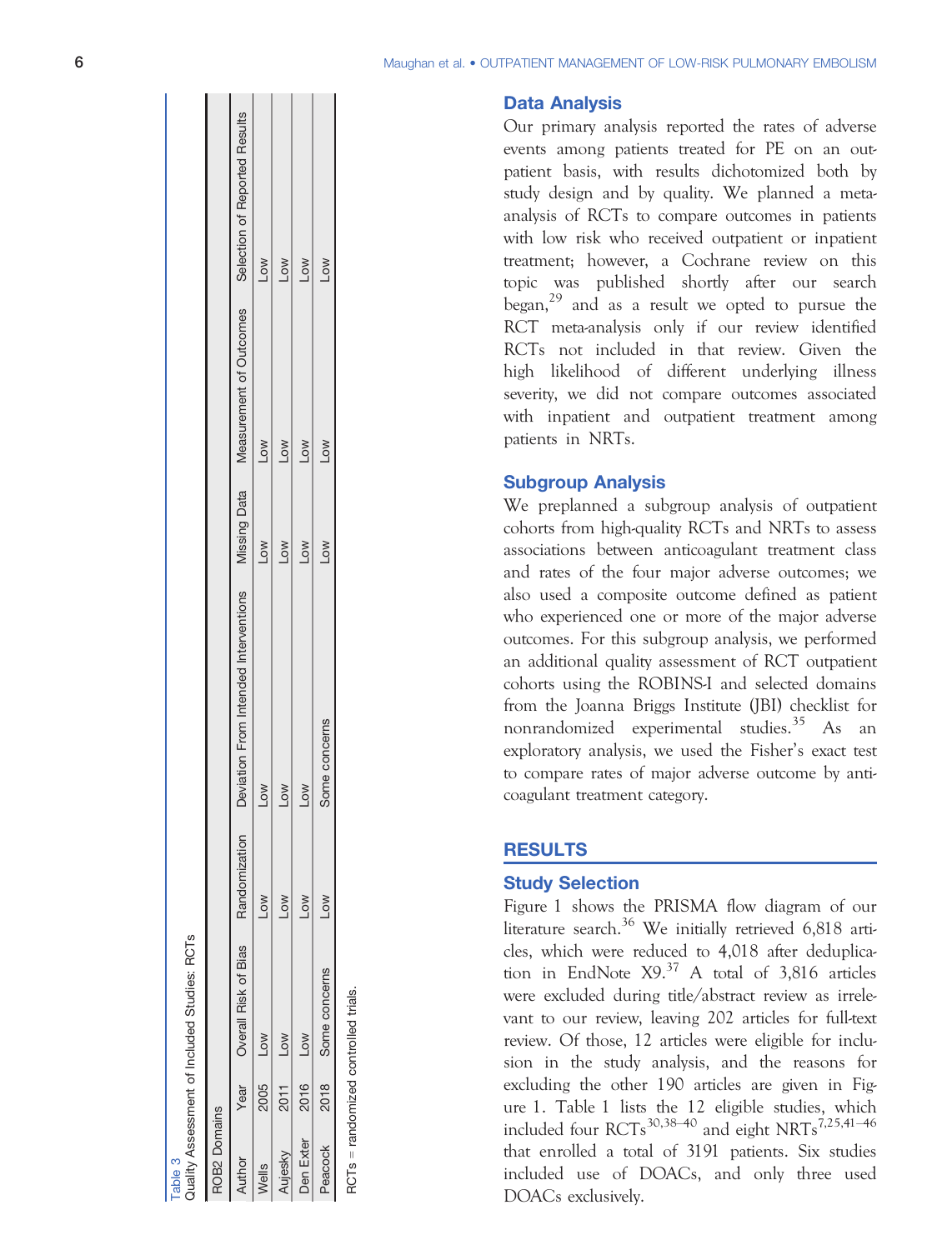Table 3
Quality Assessment of Included Studies: RCTs

| ROB2 Domains | | | | | | | | |
|---|---|---|---|---|---|---|---|---|
| Author | Year | Overall Risk of Bias | Randomization | Deviation From Intended Interventions | Missing Data | Measurement of Outcomes | Selection of Reported Results |
| Wells | 2005 | Low | Low | Low | Low | Low | Low |
| Aujesky | 2011 | Low | Low | Low | Low | Low | Low |
| Den Exter | 2016 | Low | Low | Low | Low | Low | Low |
| Peacock | 2018 | Some concerns | Low | Some concerns | Low | Low | Low |

RCTs = randomized controlled trials.

## Data Analysis

Our primary analysis reported the rates of adverse events among patients treated for PE on an outpatient basis, with results dichotomized both by study design and by quality. We planned a meta-analysis of RCTs to compare outcomes in patients with low risk who received outpatient or inpatient treatment; however, a Cochrane review on this topic was published shortly after our search began,[29] and as a result we opted to pursue the RCT meta-analysis only if our review identified RCTs not included in that review. Given the high likelihood of different underlying illness severity, we did not compare outcomes associated with inpatient and outpatient treatment among patients in NRTs.

## Subgroup Analysis

We preplanned a subgroup analysis of outpatient cohorts from high-quality RCTs and NRTs to assess associations between anticoagulant treatment class and rates of the four major adverse outcomes; we also used a composite outcome defined as patient who experienced one or more of the major adverse outcomes. For this subgroup analysis, we performed an additional quality assessment of RCT outpatient cohorts using the ROBINS-I and selected domains from the Joanna Briggs Institute (JBI) checklist for nonrandomized experimental studies.[35] As an exploratory analysis, we used the Fisher's exact test to compare rates of major adverse outcome by anticoagulant treatment category.

# RESULTS

## Study Selection

Figure 1 shows the PRISMA flow diagram of our literature search.[36] We initially retrieved 6,818 articles, which were reduced to 4,018 after deduplication in EndNote X9.[37] A total of 3,816 articles were excluded during title/abstract review as irrelevant to our review, leaving 202 articles for full-text review. Of those, 12 articles were eligible for inclusion in the study analysis, and the reasons for excluding the other 190 articles are given in Figure 1. Table 1 lists the 12 eligible studies, which included four RCTs[30,38–40] and eight NRTs[7,25,41–46] that enrolled a total of 3191 patients. Six studies included use of DOACs, and only three used DOACs exclusively.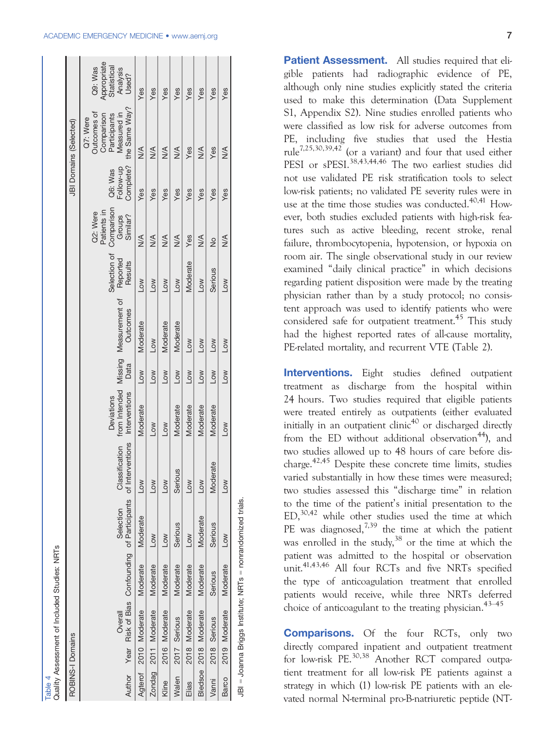Table 4
Quality Assessment of Included Studies: NRTs

| ROBINS-I Domains | | | | | | | | | | JBI Domains (Selected) | | | |
|---|---|---|---|---|---|---|---|---|---|---|---|---|---|
| Author | Year | Overall Risk of Bias | Confounding | Selection of Participants | Classification of Interventions | Deviations from Intended Interventions | Missing Data | Measurement of Outcomes | Selection of Reported Results | Q2: Were Patients in Comparison Groups Similar? | Q6: Was Follow-up Complete? | Q7: Were Outcomes of Comparison Participants Measured in the Same Way? | Q9: Was Appropriate Statistical Analysis Used? |
| Agterof | 2010 | Moderate | Moderate | Moderate | Low | Moderate | Low | Moderate | Low | N/A | Yes | N/A | Yes |
| Zondag | 2011 | Moderate | Moderate | Low | Low | Low | Low | Low | Low | N/A | Yes | N/A | Yes |
| Kline | 2016 | Moderate | Moderate | Low | Low | Low | Low | Moderate | Low | N/A | Yes | N/A | Yes |
| Walen | 2017 | Serious | Moderate | Serious | Serious | Moderate | Low | Moderate | Low | N/A | Yes | N/A | Yes |
| Elias | 2018 | Moderate | Moderate | Low | Low | Moderate | Low | Low | Moderate | Yes | Yes | Yes | Yes |
| Bledsoe | 2018 | Moderate | Moderate | Moderate | Low | Moderate | Low | Low | Low | N/A | Yes | N/A | Yes |
| Vanni | 2018 | Serious | Serious | Serious | Moderate | Moderate | Low | Low | Serious | No | Yes | Yes | Yes |
| Barco | 2019 | Moderate | Moderate | Low | Low | Low | Low | Low | Low | N/A | Yes | N/A | Yes |

JBI = Joanna Briggs Institute; NRTs = nonrandomized trials.

**Patient Assessment.** All studies required that eligible patients had radiographic evidence of PE, although only nine studies explicitly stated the criteria used to make this determination (Data Supplement S1, Appendix S2). Nine studies enrolled patients who were classified as low risk for adverse outcomes from PE, including five studies that used the Hestia rule[7,25,30,39,42] (or a variant) and four that used either PESI or sPESI.[38,43,44,46] The two earliest studies did not use validated PE risk stratification tools to select low-risk patients; no validated PE severity rules were in use at the time those studies was conducted.[40,41] However, both studies excluded patients with high-risk features such as active bleeding, recent stroke, renal failure, thrombocytopenia, hypotension, or hypoxia on room air. The single observational study in our review examined "daily clinical practice" in which decisions regarding patient disposition were made by the treating physician rather than by a study protocol; no consistent approach was used to identify patients who were considered safe for outpatient treatment.[45] This study had the highest reported rates of all-cause mortality, PE-related mortality, and recurrent VTE (Table 2).

**Interventions.** Eight studies defined outpatient treatment as discharge from the hospital within 24 hours. Two studies required that eligible patients were treated entirely as outpatients (either evaluated initially in an outpatient clinic[40] or discharged directly from the ED without additional observation[44]), and two studies allowed up to 48 hours of care before discharge.[42,45] Despite these concrete time limits, studies varied substantially in how these times were measured; two studies assessed this "discharge time" in relation to the time of the patient's initial presentation to the ED,[30,42] while other studies used the time at which PE was diagnosed,[7,39] the time at which the patient was enrolled in the study,[38] or the time at which the patient was admitted to the hospital or observation unit.[41,43,46] All four RCTs and five NRTs specified the type of anticoagulation treatment that enrolled patients would receive, while three NRTs deferred choice of anticoagulant to the treating physician.[43–45]

**Comparisons.** Of the four RCTs, only two directly compared inpatient and outpatient treatment for low-risk PE.[30,38] Another RCT compared outpatient treatment for all low-risk PE patients against a strategy in which (1) low-risk PE patients with an elevated normal N-terminal pro-B-natriuretic peptide (NT-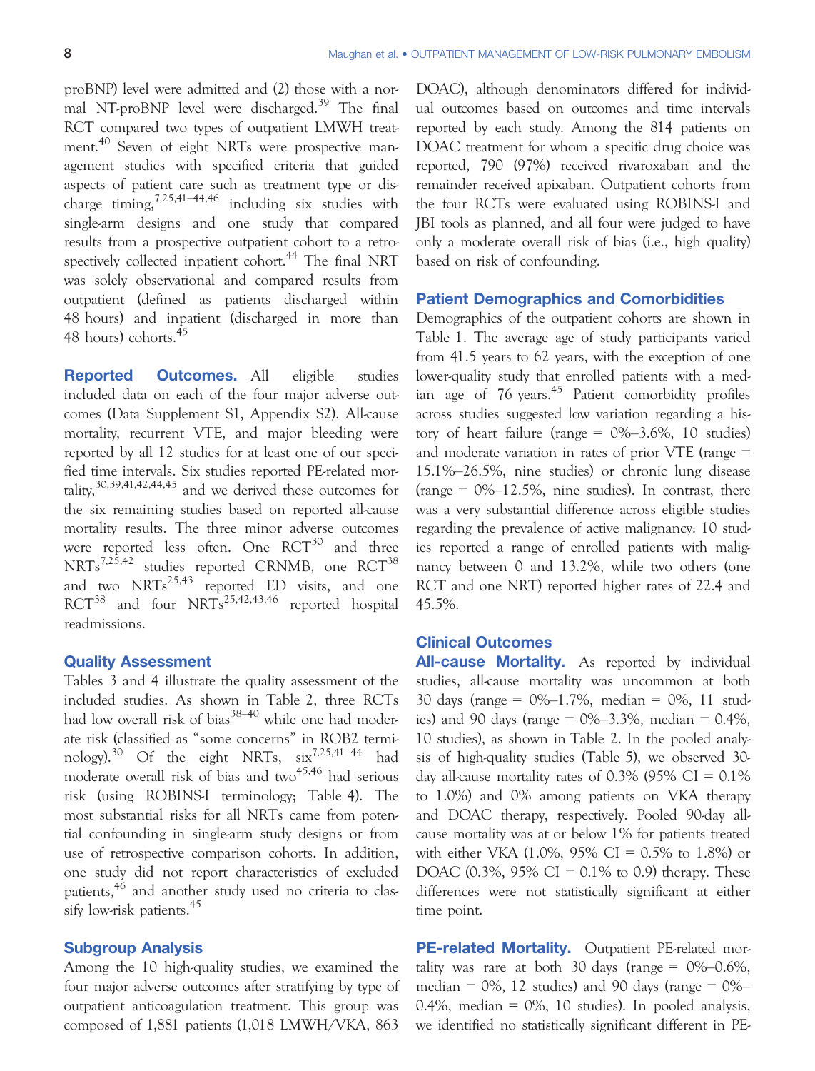proBNP) level were admitted and (2) those with a normal NT-proBNP level were discharged.[39] The final RCT compared two types of outpatient LMWH treatment.[40] Seven of eight NRTs were prospective management studies with specified criteria that guided aspects of patient care such as treatment type or discharge timing,[7,25,41–44,46] including six studies with single-arm designs and one study that compared results from a prospective outpatient cohort to a retrospectively collected inpatient cohort.[44] The final NRT was solely observational and compared results from outpatient (defined as patients discharged within 48 hours) and inpatient (discharged in more than 48 hours) cohorts.[45]

**Reported Outcomes.** All eligible studies included data on each of the four major adverse outcomes (Data Supplement S1, Appendix S2). All-cause mortality, recurrent VTE, and major bleeding were reported by all 12 studies for at least one of our specified time intervals. Six studies reported PE-related mortality,[30,39,41,42,44,45] and we derived these outcomes for the six remaining studies based on reported all-cause mortality results. The three minor adverse outcomes were reported less often. One RCT[30] and three NRTs[7,25,42] studies reported CRNMB, one RCT[38] and two NRTs[25,43] reported ED visits, and one RCT[38] and four NRTs[25,42,43,46] reported hospital readmissions.

## Quality Assessment

Tables 3 and 4 illustrate the quality assessment of the included studies. As shown in Table 2, three RCTs had low overall risk of bias[38–40] while one had moderate risk (classified as "some concerns" in ROB2 terminology).[30] Of the eight NRTs, six[7,25,41–44] had moderate overall risk of bias and two[45,46] had serious risk (using ROBINS-I terminology; Table 4). The most substantial risks for all NRTs came from potential confounding in single-arm study designs or from use of retrospective comparison cohorts. In addition, one study did not report characteristics of excluded patients,[46] and another study used no criteria to classify low-risk patients.[45]

## Subgroup Analysis

Among the 10 high-quality studies, we examined the four major adverse outcomes after stratifying by type of outpatient anticoagulation treatment. This group was composed of 1,881 patients (1,018 LMWH/VKA, 863 DOAC), although denominators differed for individual outcomes based on outcomes and time intervals reported by each study. Among the 814 patients on DOAC treatment for whom a specific drug choice was reported, 790 (97%) received rivaroxaban and the remainder received apixaban. Outpatient cohorts from the four RCTs were evaluated using ROBINS-I and JBI tools as planned, and all four were judged to have only a moderate overall risk of bias (i.e., high quality) based on risk of confounding.

## Patient Demographics and Comorbidities

Demographics of the outpatient cohorts are shown in Table 1. The average age of study participants varied from 41.5 years to 62 years, with the exception of one lower-quality study that enrolled patients with a median age of 76 years.[45] Patient comorbidity profiles across studies suggested low variation regarding a history of heart failure (range = 0%–3.6%, 10 studies) and moderate variation in rates of prior VTE (range = 15.1%–26.5%, nine studies) or chronic lung disease (range = 0%–12.5%, nine studies). In contrast, there was a very substantial difference across eligible studies regarding the prevalence of active malignancy: 10 studies reported a range of enrolled patients with malignancy between 0 and 13.2%, while two others (one RCT and one NRT) reported higher rates of 22.4 and 45.5%.

## Clinical Outcomes

**All-cause Mortality.** As reported by individual studies, all-cause mortality was uncommon at both 30 days (range = 0%–1.7%, median = 0%, 11 studies) and 90 days (range = 0%–3.3%, median = 0.4%, 10 studies), as shown in Table 2. In the pooled analysis of high-quality studies (Table 5), we observed 30-day all-cause mortality rates of 0.3% (95% CI = 0.1% to 1.0%) and 0% among patients on VKA therapy and DOAC therapy, respectively. Pooled 90-day all-cause mortality was at or below 1% for patients treated with either VKA (1.0%, 95% CI = 0.5% to 1.8%) or DOAC (0.3%, 95% CI = 0.1% to 0.9) therapy. These differences were not statistically significant at either time point.

**PE-related Mortality.** Outpatient PE-related mortality was rare at both 30 days (range = 0%–0.6%, median = 0%, 12 studies) and 90 days (range = 0%–0.4%, median = 0%, 10 studies). In pooled analysis, we identified no statistically significant different in PE-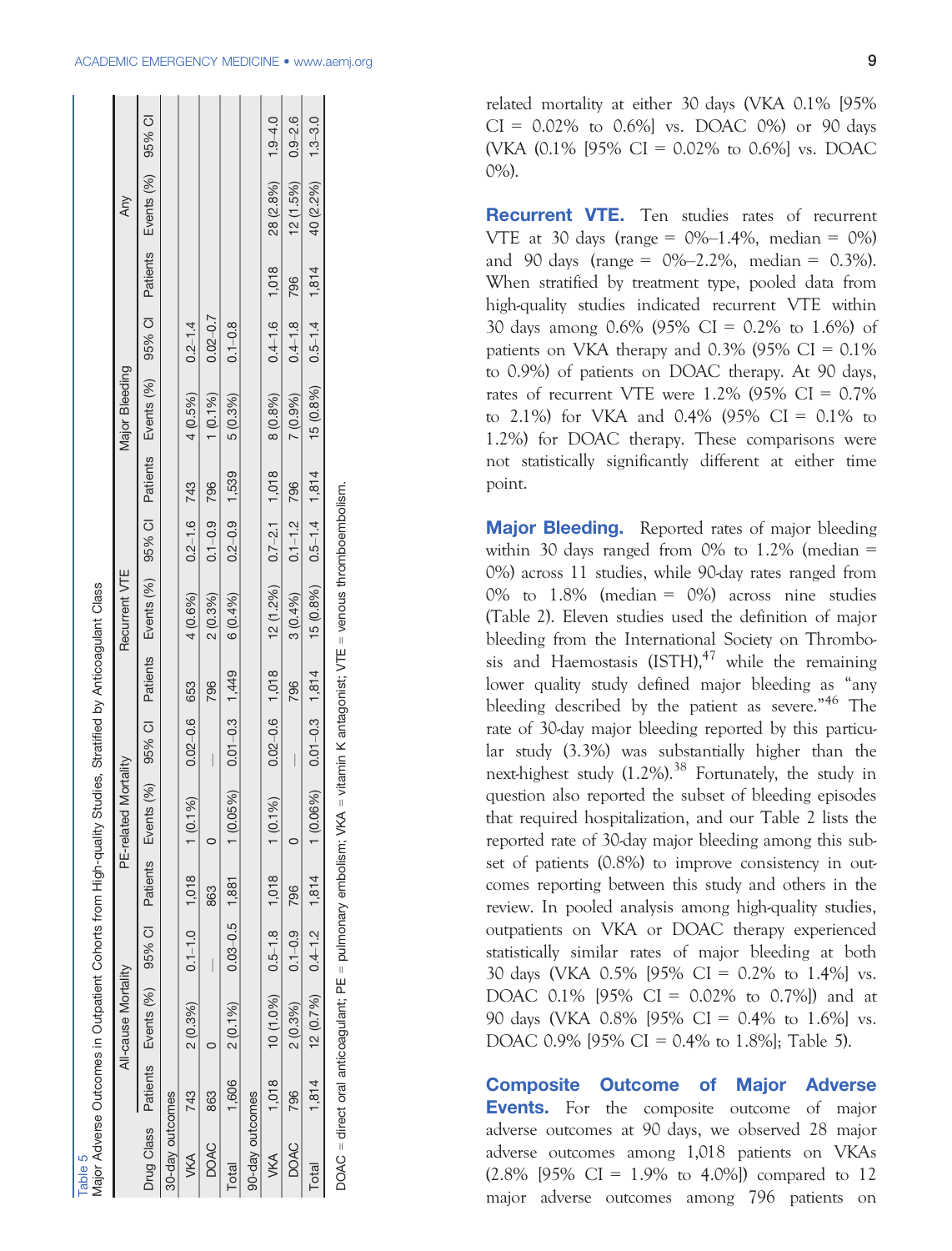Table 5
Major Adverse Outcomes in Outpatient Cohorts from High-quality Studies, Stratified by Anticoagulant Class

| Drug Class | All-cause Mortality | | | PE-related Mortality | | | Recurrent VTE | | | Major Bleeding | | | Any | | |
|---|---|---|---|---|---|---|---|---|---|---|---|---|---|---|---|
| | Patients | Events (%) | 95% CI | Patients | Events (%) | 95% CI | Patients | Events (%) | 95% CI | Patients | Events (%) | 95% CI | Patients | Events (%) | 95% CI |
| 30-day outcomes | | | | | | | | | | | | | | | |
| VKA | 743 | 2 (0.3%) | 0.1–1.0 | 1,018 | 1 (0.1%) | 0.02–0.6 | 653 | 4 (0.6%) | 0.2–1.6 | 743 | 4 (0.5%) | 0.2–1.4 | | | |
| DOAC | 863 | 0 | — | 863 | 0 | — | 796 | 2 (0.3%) | 0.1–0.9 | 796 | 1 (0.1%) | 0.02–0.7 | | | |
| Total | 1,606 | 2 (0.1%) | 0.03–0.5 | 1,881 | 1 (0.05%) | 0.01–0.3 | 1,449 | 6 (0.4%) | 0.2–0.9 | 1,539 | 5 (0.3%) | 0.1–0.8 | | | |
| 90-day outcomes | | | | | | | | | | | | | | | |
| VKA | 1,018 | 10 (1.0%) | 0.5–1.8 | 1,018 | 1 (0.1%) | 0.02–0.6 | 1,018 | 12 (1.2%) | 0.7–2.1 | 1,018 | 8 (0.8%) | 0.4–1.6 | 1,018 | 28 (2.8%) | 1.9–4.0 |
| DOAC | 796 | 2 (0.3%) | 0.1–0.9 | 796 | 0 | — | 796 | 3 (0.4%) | 0.1–1.2 | 796 | 7 (0.9%) | 0.4–1.8 | 796 | 12 (1.5%) | 0.9–2.6 |
| Total | 1,814 | 12 (0.7%) | 0.4–1.2 | 1,814 | 1 (0.06%) | 0.01–0.3 | 1,814 | 15 (0.8%) | 0.5–1.4 | 1,814 | 15 (0.8%) | 0.5–1.4 | 1,814 | 40 (2.2%) | 1.3–3.0 |

DOAC = direct oral anticoagulant; PE = pulmonary embolism; VKA = vitamin K antagonist; VTE = venous thromboembolism.

related mortality at either 30 days (VKA 0.1% [95% CI = 0.02% to 0.6%] vs. DOAC 0%) or 90 days (VKA (0.1% [95% CI = 0.02% to 0.6%] vs. DOAC 0%).

**Recurrent VTE.** Ten studies rates of recurrent VTE at 30 days (range = 0%–1.4%, median = 0%) and 90 days (range = 0%–2.2%, median = 0.3%). When stratified by treatment type, pooled data from high-quality studies indicated recurrent VTE within 30 days among 0.6% (95% CI = 0.2% to 1.6%) of patients on VKA therapy and 0.3% (95% CI = 0.1% to 0.9%) of patients on DOAC therapy. At 90 days, rates of recurrent VTE were 1.2% (95% CI = 0.7% to 2.1%) for VKA and 0.4% (95% CI = 0.1% to 1.2%) for DOAC therapy. These comparisons were not statistically significantly different at either time point.

**Major Bleeding.** Reported rates of major bleeding within 30 days ranged from 0% to 1.2% (median = 0%) across 11 studies, while 90-day rates ranged from 0% to 1.8% (median = 0%) across nine studies (Table 2). Eleven studies used the definition of major bleeding from the International Society on Thrombosis and Haemostasis (ISTH),[47] while the remaining lower quality study defined major bleeding as "any bleeding described by the patient as severe."[46] The rate of 30-day major bleeding reported by this particular study (3.3%) was substantially higher than the next-highest study (1.2%).[38] Fortunately, the study in question also reported the subset of bleeding episodes that required hospitalization, and our Table 2 lists the reported rate of 30-day major bleeding among this subset of patients (0.8%) to improve consistency in outcomes reporting between this study and others in the review. In pooled analysis among high-quality studies, outpatients on VKA or DOAC therapy experienced statistically similar rates of major bleeding at both 30 days (VKA 0.5% [95% CI = 0.2% to 1.4%] vs. DOAC 0.1% [95% CI = 0.02% to 0.7%]) and at 90 days (VKA 0.8% [95% CI = 0.4% to 1.6%] vs. DOAC 0.9% [95% CI = 0.4% to 1.8%]; Table 5).

**Composite Outcome of Major Adverse Events.** For the composite outcome of major adverse outcomes at 90 days, we observed 28 major adverse outcomes among 1,018 patients on VKAs (2.8% [95% CI = 1.9% to 4.0%]) compared to 12 major adverse outcomes among 796 patients on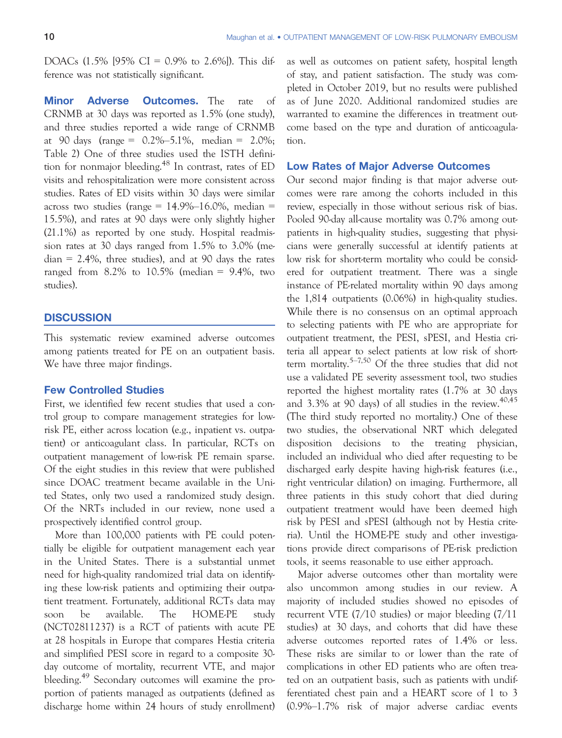DOACs (1.5% [95% CI = 0.9% to 2.6%]). This difference was not statistically significant.

**Minor Adverse Outcomes.** The rate of CRNMB at 30 days was reported as 1.5% (one study), and three studies reported a wide range of CRNMB at 90 days (range = 0.2%–5.1%, median = 2.0%; Table 2) One of three studies used the ISTH definition for nonmajor bleeding.[48] In contrast, rates of ED visits and rehospitalization were more consistent across studies. Rates of ED visits within 30 days were similar across two studies (range = 14.9%–16.0%, median = 15.5%), and rates at 90 days were only slightly higher (21.1%) as reported by one study. Hospital readmission rates at 30 days ranged from 1.5% to 3.0% (median = 2.4%, three studies), and at 90 days the rates ranged from 8.2% to 10.5% (median = 9.4%, two studies).

## DISCUSSION

This systematic review examined adverse outcomes among patients treated for PE on an outpatient basis. We have three major findings.

### Few Controlled Studies

First, we identified few recent studies that used a control group to compare management strategies for low-risk PE, either across location (e.g., inpatient vs. outpatient) or anticoagulant class. In particular, RCTs on outpatient management of low-risk PE remain sparse. Of the eight studies in this review that were published since DOAC treatment became available in the United States, only two used a randomized study design. Of the NRTs included in our review, none used a prospectively identified control group.

More than 100,000 patients with PE could potentially be eligible for outpatient management each year in the United States. There is a substantial unmet need for high-quality randomized trial data on identifying these low-risk patients and optimizing their outpatient treatment. Fortunately, additional RCTs data may soon be available. The HOME-PE study (NCT02811237) is a RCT of patients with acute PE at 28 hospitals in Europe that compares Hestia criteria and simplified PESI score in regard to a composite 30-day outcome of mortality, recurrent VTE, and major bleeding.[49] Secondary outcomes will examine the proportion of patients managed as outpatients (defined as discharge home within 24 hours of study enrollment) as well as outcomes on patient safety, hospital length of stay, and patient satisfaction. The study was completed in October 2019, but no results were published as of June 2020. Additional randomized studies are warranted to examine the differences in treatment outcome based on the type and duration of anticoagulation.

### Low Rates of Major Adverse Outcomes

Our second major finding is that major adverse outcomes were rare among the cohorts included in this review, especially in those without serious risk of bias. Pooled 90-day all-cause mortality was 0.7% among outpatients in high-quality studies, suggesting that physicians were generally successful at identify patients at low risk for short-term mortality who could be considered for outpatient treatment. There was a single instance of PE-related mortality within 90 days among the 1,814 outpatients (0.06%) in high-quality studies. While there is no consensus on an optimal approach to selecting patients with PE who are appropriate for outpatient treatment, the PESI, sPESI, and Hestia criteria all appear to select patients at low risk of short-term mortality.[5–7,50] Of the three studies that did not use a validated PE severity assessment tool, two studies reported the highest mortality rates (1.7% at 30 days and 3.3% at 90 days) of all studies in the review.[40,45] (The third study reported no mortality.) One of these two studies, the observational NRT which delegated disposition decisions to the treating physician, included an individual who died after requesting to be discharged early despite having high-risk features (i.e., right ventricular dilation) on imaging. Furthermore, all three patients in this study cohort that died during outpatient treatment would have been deemed high risk by PESI and sPESI (although not by Hestia criteria). Until the HOME-PE study and other investigations provide direct comparisons of PE-risk prediction tools, it seems reasonable to use either approach.

Major adverse outcomes other than mortality were also uncommon among studies in our review. A majority of included studies showed no episodes of recurrent VTE (7/10 studies) or major bleeding (7/11 studies) at 30 days, and cohorts that did have these adverse outcomes reported rates of 1.4% or less. These risks are similar to or lower than the rate of complications in other ED patients who are often treated on an outpatient basis, such as patients with undifferentiated chest pain and a HEART score of 1 to 3 (0.9%–1.7% risk of major adverse cardiac events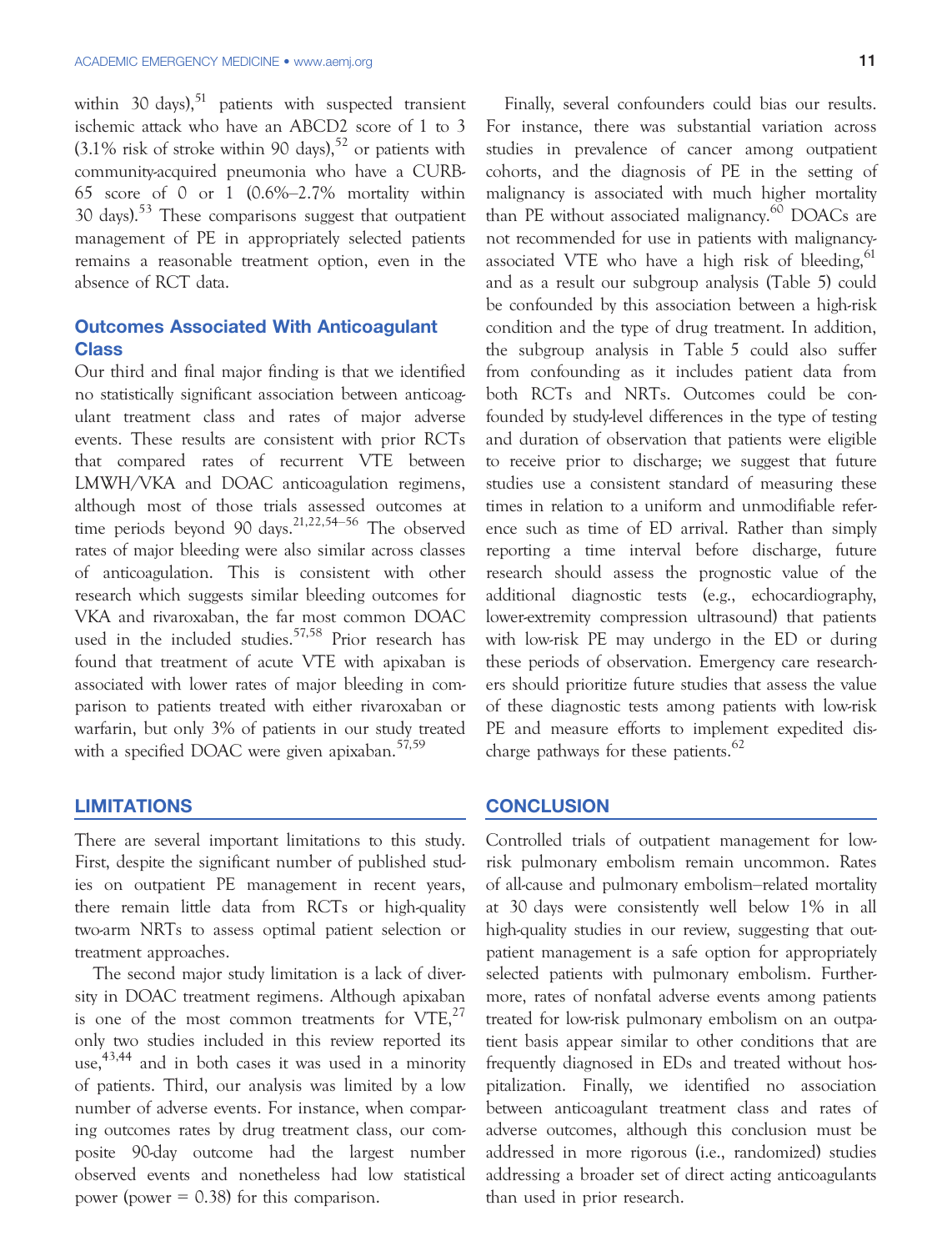within 30 days),[51] patients with suspected transient ischemic attack who have an ABCD2 score of 1 to 3 (3.1% risk of stroke within 90 days),[52] or patients with community-acquired pneumonia who have a CURB-65 score of 0 or 1 (0.6%–2.7% mortality within 30 days).[53] These comparisons suggest that outpatient management of PE in appropriately selected patients remains a reasonable treatment option, even in the absence of RCT data.

## Outcomes Associated With Anticoagulant Class

Our third and final major finding is that we identified no statistically significant association between anticoagulant treatment class and rates of major adverse events. These results are consistent with prior RCTs that compared rates of recurrent VTE between LMWH/VKA and DOAC anticoagulation regimens, although most of those trials assessed outcomes at time periods beyond 90 days.[21,22,54–56] The observed rates of major bleeding were also similar across classes of anticoagulation. This is consistent with other research which suggests similar bleeding outcomes for VKA and rivaroxaban, the far most common DOAC used in the included studies.[57,58] Prior research has found that treatment of acute VTE with apixaban is associated with lower rates of major bleeding in comparison to patients treated with either rivaroxaban or warfarin, but only 3% of patients in our study treated with a specified DOAC were given apixaban.[57,59]

## LIMITATIONS

There are several important limitations to this study. First, despite the significant number of published studies on outpatient PE management in recent years, there remain little data from RCTs or high-quality two-arm NRTs to assess optimal patient selection or treatment approaches.

The second major study limitation is a lack of diversity in DOAC treatment regimens. Although apixaban is one of the most common treatments for VTE,[27] only two studies included in this review reported its use,[43,44] and in both cases it was used in a minority of patients. Third, our analysis was limited by a low number of adverse events. For instance, when comparing outcomes rates by drug treatment class, our composite 90-day outcome had the largest number observed events and nonetheless had low statistical power (power = 0.38) for this comparison.

Finally, several confounders could bias our results. For instance, there was substantial variation across studies in prevalence of cancer among outpatient cohorts, and the diagnosis of PE in the setting of malignancy is associated with much higher mortality than PE without associated malignancy.[60] DOACs are not recommended for use in patients with malignancy-associated VTE who have a high risk of bleeding,[61] and as a result our subgroup analysis (Table 5) could be confounded by this association between a high-risk condition and the type of drug treatment. In addition, the subgroup analysis in Table 5 could also suffer from confounding as it includes patient data from both RCTs and NRTs. Outcomes could be confounded by study-level differences in the type of testing and duration of observation that patients were eligible to receive prior to discharge; we suggest that future studies use a consistent standard of measuring these times in relation to a uniform and unmodifiable reference such as time of ED arrival. Rather than simply reporting a time interval before discharge, future research should assess the prognostic value of the additional diagnostic tests (e.g., echocardiography, lower-extremity compression ultrasound) that patients with low-risk PE may undergo in the ED or during these periods of observation. Emergency care researchers should prioritize future studies that assess the value of these diagnostic tests among patients with low-risk PE and measure efforts to implement expedited discharge pathways for these patients.[62]

## CONCLUSION

Controlled trials of outpatient management for low-risk pulmonary embolism remain uncommon. Rates of all-cause and pulmonary embolism–related mortality at 30 days were consistently well below 1% in all high-quality studies in our review, suggesting that outpatient management is a safe option for appropriately selected patients with pulmonary embolism. Furthermore, rates of nonfatal adverse events among patients treated for low-risk pulmonary embolism on an outpatient basis appear similar to other conditions that are frequently diagnosed in EDs and treated without hospitalization. Finally, we identified no association between anticoagulant treatment class and rates of adverse outcomes, although this conclusion must be addressed in more rigorous (i.e., randomized) studies addressing a broader set of direct acting anticoagulants than used in prior research.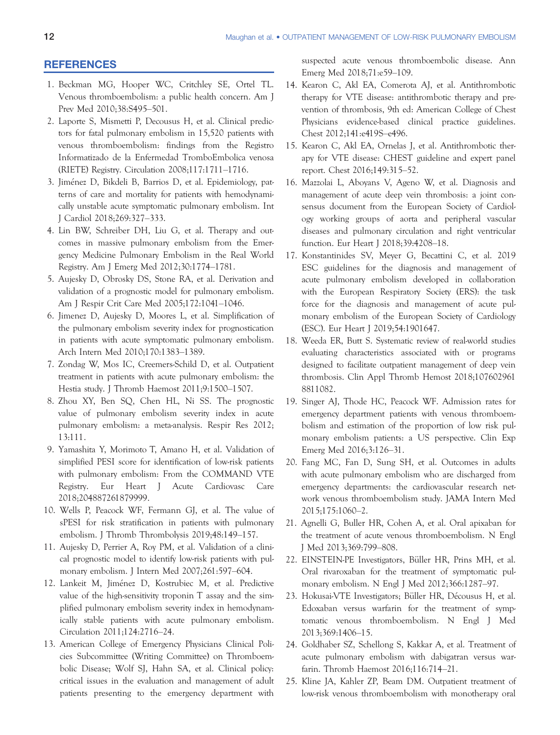## REFERENCES

1. Beckman MG, Hooper WC, Critchley SE, Ortel TL. Venous thromboembolism: a public health concern. Am J Prev Med 2010;38:S495–501.
2. Laporte S, Mismetti P, Decousus H, et al. Clinical predictors for fatal pulmonary embolism in 15,520 patients with venous thromboembolism: findings from the Registro Informatizado de la Enfermedad TromboEmbolica venosa (RIETE) Registry. Circulation 2008;117:1711–1716.
3. Jiménez D, Bikdeli B, Barrios D, et al. Epidemiology, patterns of care and mortality for patients with hemodynamically unstable acute symptomatic pulmonary embolism. Int J Cardiol 2018;269:327–333.
4. Lin BW, Schreiber DH, Liu G, et al. Therapy and outcomes in massive pulmonary embolism from the Emergency Medicine Pulmonary Embolism in the Real World Registry. Am J Emerg Med 2012;30:1774–1781.
5. Aujesky D, Obrosky DS, Stone RA, et al. Derivation and validation of a prognostic model for pulmonary embolism. Am J Respir Crit Care Med 2005;172:1041–1046.
6. Jimenez D, Aujesky D, Moores L, et al. Simplification of the pulmonary embolism severity index for prognostication in patients with acute symptomatic pulmonary embolism. Arch Intern Med 2010;170:1383–1389.
7. Zondag W, Mos IC, Creemers-Schild D, et al. Outpatient treatment in patients with acute pulmonary embolism: the Hestia study. J Thromb Haemost 2011;9:1500–1507.
8. Zhou XY, Ben SQ, Chen HL, Ni SS. The prognostic value of pulmonary embolism severity index in acute pulmonary embolism: a meta-analysis. Respir Res 2012; 13:111.
9. Yamashita Y, Morimoto T, Amano H, et al. Validation of simplified PESI score for identification of low-risk patients with pulmonary embolism: From the COMMAND VTE Registry. Eur Heart J Acute Cardiovasc Care 2018;204887261879999.
10. Wells P, Peacock WF, Fermann GJ, et al. The value of sPESI for risk stratification in patients with pulmonary embolism. J Thromb Thrombolysis 2019;48:149–157.
11. Aujesky D, Perrier A, Roy PM, et al. Validation of a clinical prognostic model to identify low-risk patients with pulmonary embolism. J Intern Med 2007;261:597–604.
12. Lankeit M, Jiménez D, Kostrubiec M, et al. Predictive value of the high-sensitivity troponin T assay and the simplified pulmonary embolism severity index in hemodynamically stable patients with acute pulmonary embolism. Circulation 2011;124:2716–24.
13. American College of Emergency Physicians Clinical Policies Subcommittee (Writing Committee) on Thromboembolic Disease; Wolf SJ, Hahn SA, et al. Clinical policy: critical issues in the evaluation and management of adult patients presenting to the emergency department with suspected acute venous thromboembolic disease. Ann Emerg Med 2018;71:e59–109.
14. Kearon C, Akl EA, Comerota AJ, et al. Antithrombotic therapy for VTE disease: antithrombotic therapy and prevention of thrombosis, 9th ed: American College of Chest Physicians evidence-based clinical practice guidelines. Chest 2012;141:e419S–e496.
15. Kearon C, Akl EA, Ornelas J, et al. Antithrombotic therapy for VTE disease: CHEST guideline and expert panel report. Chest 2016;149:315–52.
16. Mazzolai L, Aboyans V, Ageno W, et al. Diagnosis and management of acute deep vein thrombosis: a joint consensus document from the European Society of Cardiology working groups of aorta and peripheral vascular diseases and pulmonary circulation and right ventricular function. Eur Heart J 2018;39:4208–18.
17. Konstantinides SV, Meyer G, Becattini C, et al. 2019 ESC guidelines for the diagnosis and management of acute pulmonary embolism developed in collaboration with the European Respiratory Society (ERS): the task force for the diagnosis and management of acute pulmonary embolism of the European Society of Cardiology (ESC). Eur Heart J 2019;54:1901647.
18. Weeda ER, Butt S. Systematic review of real-world studies evaluating characteristics associated with or programs designed to facilitate outpatient management of deep vein thrombosis. Clin Appl Thromb Hemost 2018;107602961 8811082.
19. Singer AJ, Thode HC, Peacock WF. Admission rates for emergency department patients with venous thromboembolism and estimation of the proportion of low risk pulmonary embolism patients: a US perspective. Clin Exp Emerg Med 2016;3:126–31.
20. Fang MC, Fan D, Sung SH, et al. Outcomes in adults with acute pulmonary embolism who are discharged from emergency departments: the cardiovascular research network venous thromboembolism study. JAMA Intern Med 2015;175:1060–2.
21. Agnelli G, Buller HR, Cohen A, et al. Oral apixaban for the treatment of acute venous thromboembolism. N Engl J Med 2013;369:799–808.
22. EINSTEIN-PE Investigators, Büller HR, Prins MH, et al. Oral rivaroxaban for the treatment of symptomatic pulmonary embolism. N Engl J Med 2012;366:1287–97.
23. Hokusai-VTE Investigators; Büller HR, Décousus H, et al. Edoxaban versus warfarin for the treatment of symptomatic venous thromboembolism. N Engl J Med 2013;369:1406–15.
24. Goldhaber SZ, Schellong S, Kakkar A, et al. Treatment of acute pulmonary embolism with dabigatran versus warfarin. Thromb Haemost 2016;116:714–21.
25. Kline JA, Kahler ZP, Beam DM. Outpatient treatment of low-risk venous thromboembolism with monotherapy oral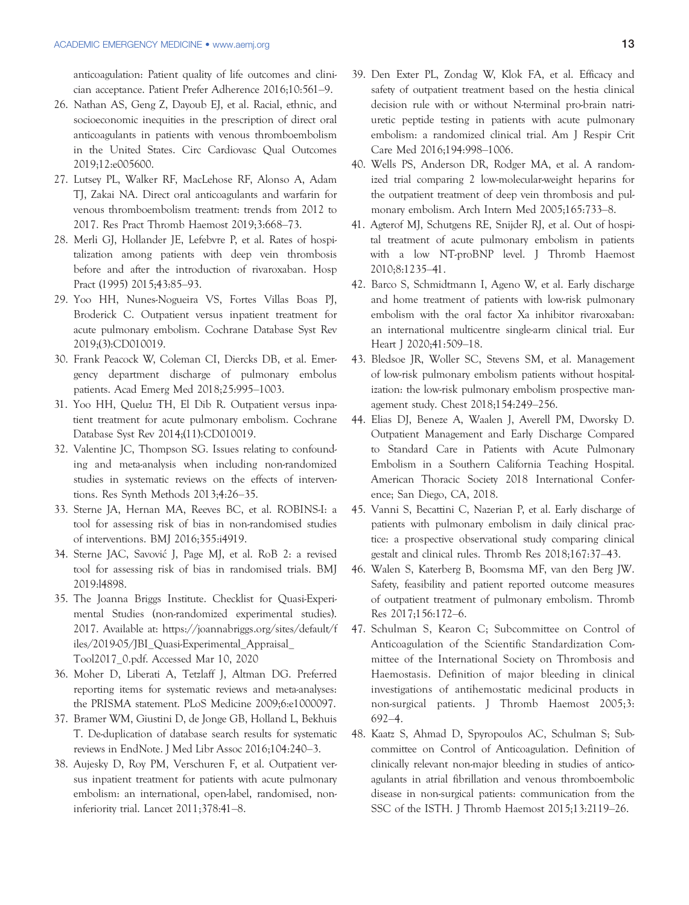anticoagulation: Patient quality of life outcomes and clinician acceptance. Patient Prefer Adherence 2016;10:561–9.

26. Nathan AS, Geng Z, Dayoub EJ, et al. Racial, ethnic, and socioeconomic inequities in the prescription of direct oral anticoagulants in patients with venous thromboembolism in the United States. Circ Cardiovasc Qual Outcomes 2019;12:e005600.
27. Lutsey PL, Walker RF, MacLehose RF, Alonso A, Adam TJ, Zakai NA. Direct oral anticoagulants and warfarin for venous thromboembolism treatment: trends from 2012 to 2017. Res Pract Thromb Haemost 2019;3:668–73.
28. Merli GJ, Hollander JE, Lefebvre P, et al. Rates of hospitalization among patients with deep vein thrombosis before and after the introduction of rivaroxaban. Hosp Pract (1995) 2015;43:85–93.
29. Yoo HH, Nunes-Nogueira VS, Fortes Villas Boas PJ, Broderick C. Outpatient versus inpatient treatment for acute pulmonary embolism. Cochrane Database Syst Rev 2019;(3):CD010019.
30. Frank Peacock W, Coleman CI, Diercks DB, et al. Emergency department discharge of pulmonary embolus patients. Acad Emerg Med 2018;25:995–1003.
31. Yoo HH, Queluz TH, El Dib R. Outpatient versus inpatient treatment for acute pulmonary embolism. Cochrane Database Syst Rev 2014;(11):CD010019.
32. Valentine JC, Thompson SG. Issues relating to confounding and meta-analysis when including non-randomized studies in systematic reviews on the effects of interventions. Res Synth Methods 2013;4:26–35.
33. Sterne JA, Hernan MA, Reeves BC, et al. ROBINS-I: a tool for assessing risk of bias in non-randomised studies of interventions. BMJ 2016;355:i4919.
34. Sterne JAC, Savović J, Page MJ, et al. RoB 2: a revised tool for assessing risk of bias in randomised trials. BMJ 2019:l4898.
35. The Joanna Briggs Institute. Checklist for Quasi-Experimental Studies (non-randomized experimental studies). 2017. Available at: https://joannabriggs.org/sites/default/files/2019-05/JBI_Quasi-Experimental_Appraisal_Tool2017_0.pdf. Accessed Mar 10, 2020
36. Moher D, Liberati A, Tetzlaff J, Altman DG. Preferred reporting items for systematic reviews and meta-analyses: the PRISMA statement. PLoS Medicine 2009;6:e1000097.
37. Bramer WM, Giustini D, de Jonge GB, Holland L, Bekhuis T. De-duplication of database search results for systematic reviews in EndNote. J Med Libr Assoc 2016;104:240–3.
38. Aujesky D, Roy PM, Verschuren F, et al. Outpatient versus inpatient treatment for patients with acute pulmonary embolism: an international, open-label, randomised, non-inferiority trial. Lancet 2011;378:41–8.
39. Den Exter PL, Zondag W, Klok FA, et al. Efficacy and safety of outpatient treatment based on the hestia clinical decision rule with or without N-terminal pro-brain natriuretic peptide testing in patients with acute pulmonary embolism: a randomized clinical trial. Am J Respir Crit Care Med 2016;194:998–1006.
40. Wells PS, Anderson DR, Rodger MA, et al. A randomized trial comparing 2 low-molecular-weight heparins for the outpatient treatment of deep vein thrombosis and pulmonary embolism. Arch Intern Med 2005;165:733–8.
41. Agterof MJ, Schutgens RE, Snijder RJ, et al. Out of hospital treatment of acute pulmonary embolism in patients with a low NT-proBNP level. J Thromb Haemost 2010;8:1235–41.
42. Barco S, Schmidtmann I, Ageno W, et al. Early discharge and home treatment of patients with low-risk pulmonary embolism with the oral factor Xa inhibitor rivaroxaban: an international multicentre single-arm clinical trial. Eur Heart J 2020;41:509–18.
43. Bledsoe JR, Woller SC, Stevens SM, et al. Management of low-risk pulmonary embolism patients without hospitalization: the low-risk pulmonary embolism prospective management study. Chest 2018;154:249–256.
44. Elias DJ, Beneze A, Waalen J, Averell PM, Dworsky D. Outpatient Management and Early Discharge Compared to Standard Care in Patients with Acute Pulmonary Embolism in a Southern California Teaching Hospital. American Thoracic Society 2018 International Conference; San Diego, CA, 2018.
45. Vanni S, Becattini C, Nazerian P, et al. Early discharge of patients with pulmonary embolism in daily clinical practice: a prospective observational study comparing clinical gestalt and clinical rules. Thromb Res 2018;167:37–43.
46. Walen S, Katerberg B, Boomsma MF, van den Berg JW. Safety, feasibility and patient reported outcome measures of outpatient treatment of pulmonary embolism. Thromb Res 2017;156:172–6.
47. Schulman S, Kearon C; Subcommittee on Control of Anticoagulation of the Scientific Standardization Committee of the International Society on Thrombosis and Haemostasis. Definition of major bleeding in clinical investigations of antihemostatic medicinal products in non-surgical patients. J Thromb Haemost 2005;3:692–4.
48. Kaatz S, Ahmad D, Spyropoulos AC, Schulman S; Subcommittee on Control of Anticoagulation. Definition of clinically relevant non-major bleeding in studies of anticoagulants in atrial fibrillation and venous thromboembolic disease in non-surgical patients: communication from the SSC of the ISTH. J Thromb Haemost 2015;13:2119–26.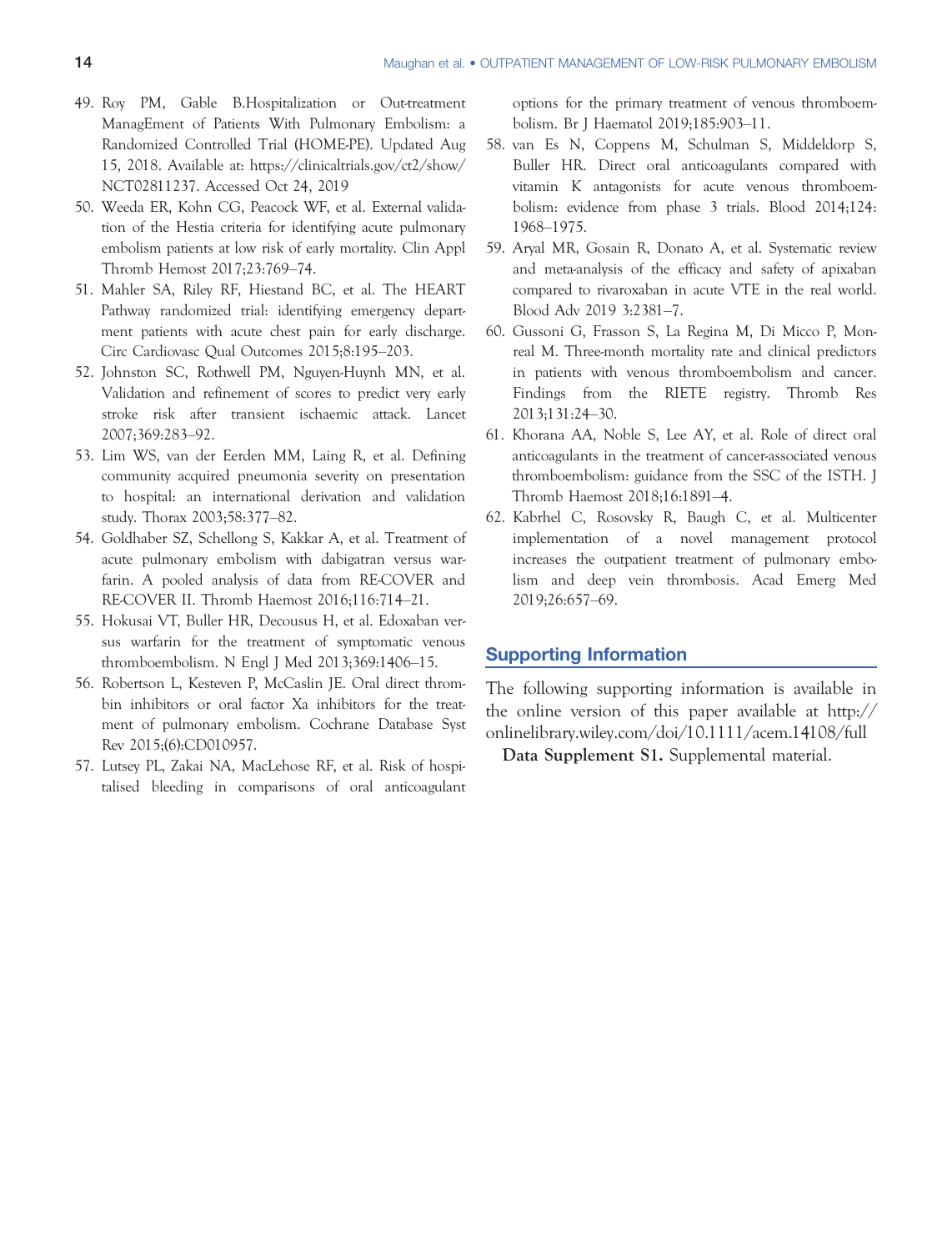49. Roy PM, Gable B.Hospitalization or Out-treatment ManagEment of Patients With Pulmonary Embolism: a Randomized Controlled Trial (HOME-PE). Updated Aug 15, 2018. Available at: https://clinicaltrials.gov/ct2/show/NCT02811237. Accessed Oct 24, 2019
50. Weeda ER, Kohn CG, Peacock WF, et al. External validation of the Hestia criteria for identifying acute pulmonary embolism patients at low risk of early mortality. Clin Appl Thromb Hemost 2017;23:769–74.
51. Mahler SA, Riley RF, Hiestand BC, et al. The HEART Pathway randomized trial: identifying emergency department patients with acute chest pain for early discharge. Circ Cardiovasc Qual Outcomes 2015;8:195–203.
52. Johnston SC, Rothwell PM, Nguyen-Huynh MN, et al. Validation and refinement of scores to predict very early stroke risk after transient ischaemic attack. Lancet 2007;369:283–92.
53. Lim WS, van der Eerden MM, Laing R, et al. Defining community acquired pneumonia severity on presentation to hospital: an international derivation and validation study. Thorax 2003;58:377–82.
54. Goldhaber SZ, Schellong S, Kakkar A, et al. Treatment of acute pulmonary embolism with dabigatran versus warfarin. A pooled analysis of data from RE-COVER and RE-COVER II. Thromb Haemost 2016;116:714–21.
55. Hokusai VT, Buller HR, Decousus H, et al. Edoxaban versus warfarin for the treatment of symptomatic venous thromboembolism. N Engl J Med 2013;369:1406–15.
56. Robertson L, Kesteven P, McCaslin JE. Oral direct thrombin inhibitors or oral factor Xa inhibitors for the treatment of pulmonary embolism. Cochrane Database Syst Rev 2015;(6):CD010957.
57. Lutsey PL, Zakai NA, MacLehose RF, et al. Risk of hospitalised bleeding in comparisons of oral anticoagulant options for the primary treatment of venous thromboembolism. Br J Haematol 2019;185:903–11.
58. van Es N, Coppens M, Schulman S, Middeldorp S, Buller HR. Direct oral anticoagulants compared with vitamin K antagonists for acute venous thromboembolism: evidence from phase 3 trials. Blood 2014;124:1968–1975.
59. Aryal MR, Gosain R, Donato A, et al. Systematic review and meta-analysis of the efficacy and safety of apixaban compared to rivaroxaban in acute VTE in the real world. Blood Adv 2019 3:2381–7.
60. Gussoni G, Frasson S, La Regina M, Di Micco P, Monreal M. Three-month mortality rate and clinical predictors in patients with venous thromboembolism and cancer. Findings from the RIETE registry. Thromb Res 2013;131:24–30.
61. Khorana AA, Noble S, Lee AY, et al. Role of direct oral anticoagulants in the treatment of cancer-associated venous thromboembolism: guidance from the SSC of the ISTH. J Thromb Haemost 2018;16:1891–4.
62. Kabrhel C, Rosovsky R, Baugh C, et al. Multicenter implementation of a novel management protocol increases the outpatient treatment of pulmonary embolism and deep vein thrombosis. Acad Emerg Med 2019;26:657–69.

## Supporting Information

The following supporting information is available in the online version of this paper available at http://onlinelibrary.wiley.com/doi/10.1111/acem.14108/full

**Data Supplement S1.** Supplemental material.